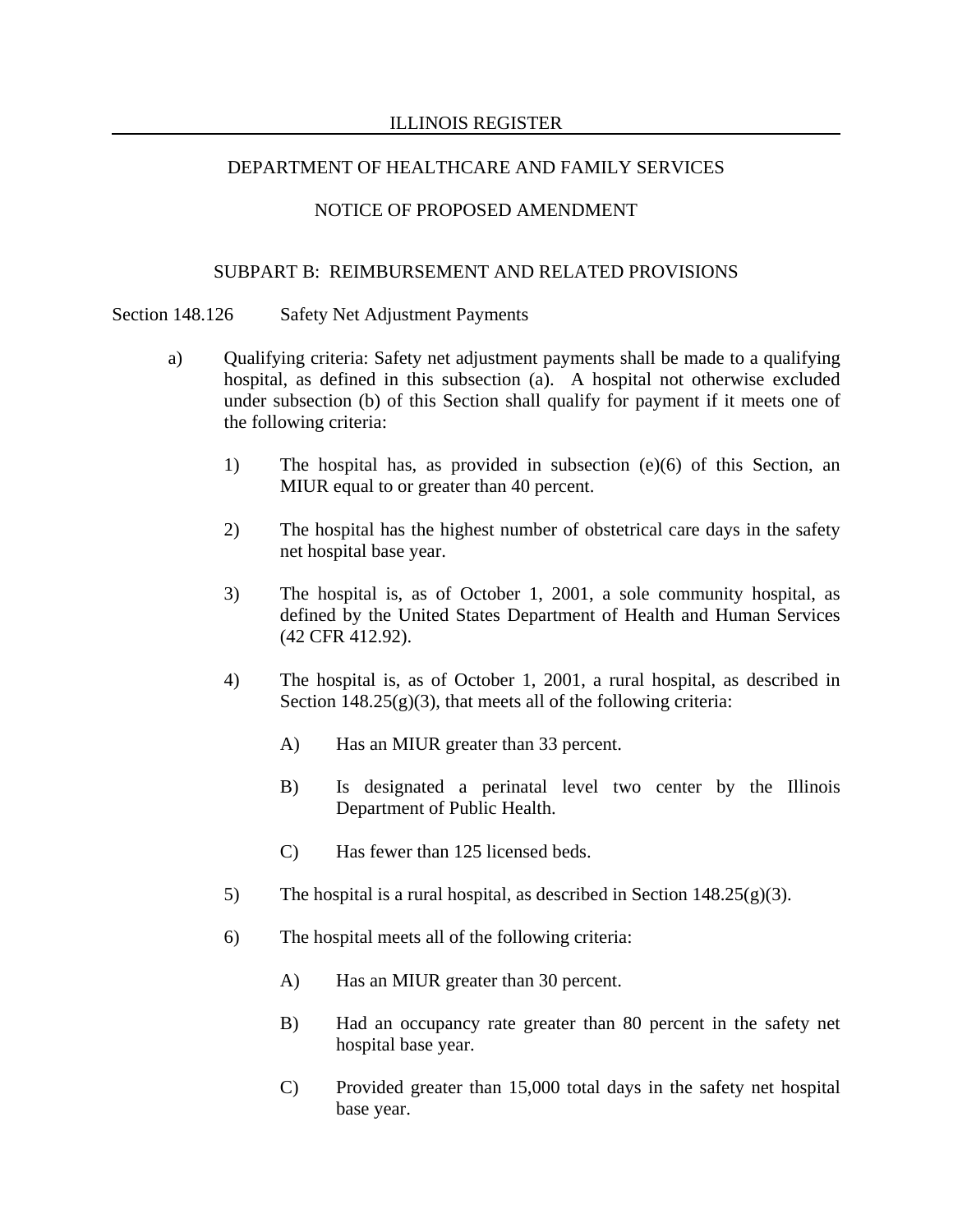ILLINOIS REGISTER

DEPARTMENT OF HEALTHCARE AND FAMILY SERVICES

NOTICE OF PROPOSED AMENDMENT

SUBPART B: REIMBURSEMENT AND RELATED PROVISIONS

Section 148.126 Safety Net Adjustment Payments

a) Qualifying criteria: Safety net adjustment payments shall be made to a qualifying hospital, as defined in this subsection (a). A hospital not otherwise excluded under subsection (b) of this Section shall qualify for payment if it meets one of the following criteria:

1) The hospital has, as provided in subsection (e)(6) of this Section, an MIUR equal to or greater than 40 percent.

2) The hospital has the highest number of obstetrical care days in the safety net hospital base year.

3) The hospital is, as of October 1, 2001, a sole community hospital, as defined by the United States Department of Health and Human Services (42 CFR 412.92).

4) The hospital is, as of October 1, 2001, a rural hospital, as described in Section 148.25(g)(3), that meets all of the following criteria:

A) Has an MIUR greater than 33 percent.

B) Is designated a perinatal level two center by the Illinois Department of Public Health.

C) Has fewer than 125 licensed beds.

5) The hospital is a rural hospital, as described in Section 148.25(g)(3).

6) The hospital meets all of the following criteria:

A) Has an MIUR greater than 30 percent.

B) Had an occupancy rate greater than 80 percent in the safety net hospital base year.

C) Provided greater than 15,000 total days in the safety net hospital base year.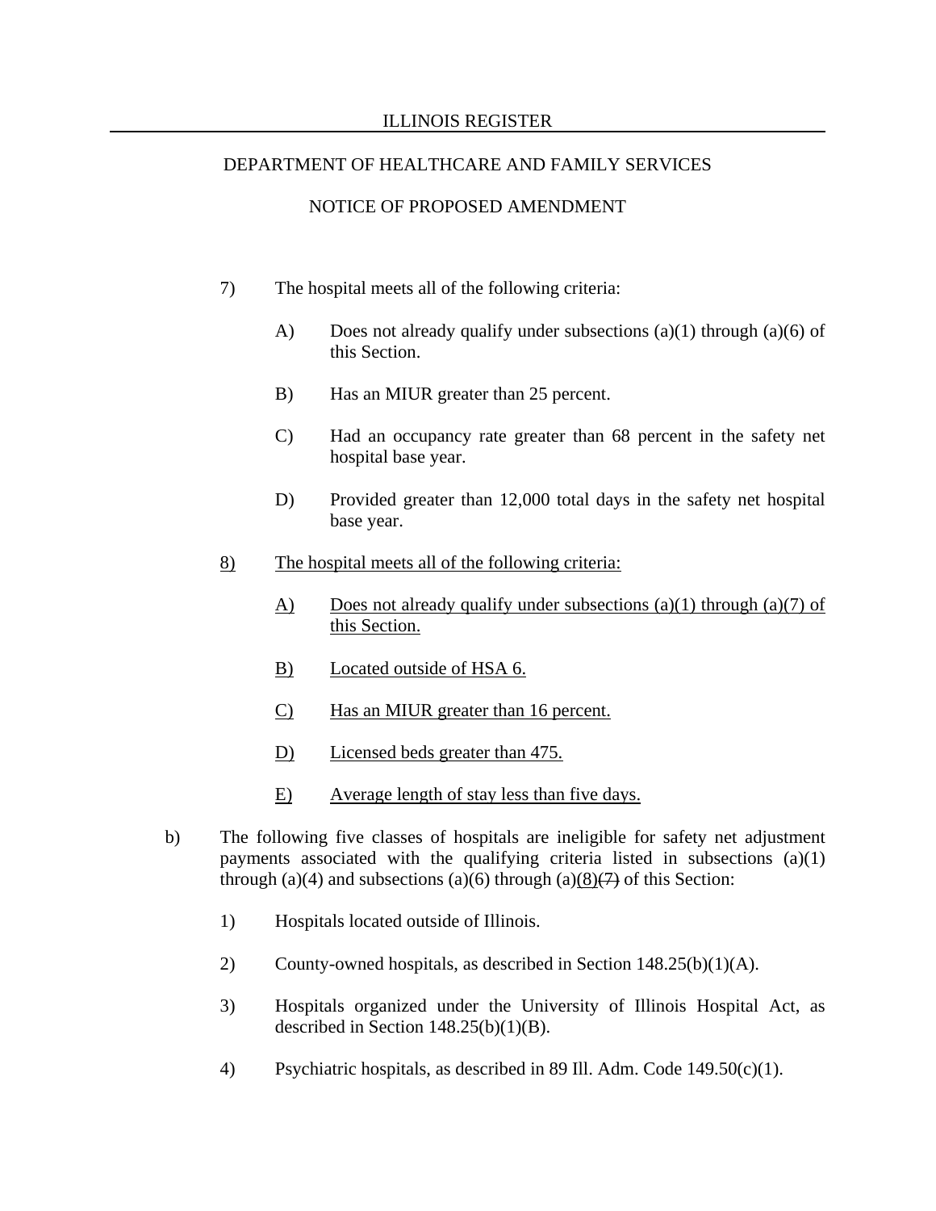7) The hospital meets all of the following criteria:

   A) Does not already qualify under subsections (a)(1) through (a)(6) of this Section.

   B) Has an MIUR greater than 25 percent.

   C) Had an occupancy rate greater than 68 percent in the safety net hospital base year.

   D) Provided greater than 12,000 total days in the safety net hospital base year.

8) The hospital meets all of the following criteria:

   A) Does not already qualify under subsections (a)(1) through (a)(7) of this Section.

   B) Located outside of HSA 6.

   C) Has an MIUR greater than 16 percent.

   D) Licensed beds greater than 475.

   E) Average length of stay less than five days.

b) The following five classes of hospitals are ineligible for safety net adjustment payments associated with the qualifying criteria listed in subsections (a)(1) through (a)(4) and subsections (a)(6) through (a)(8)~~(7)~~ of this Section:

   1) Hospitals located outside of Illinois.

   2) County-owned hospitals, as described in Section 148.25(b)(1)(A).

   3) Hospitals organized under the University of Illinois Hospital Act, as described in Section 148.25(b)(1)(B).

   4) Psychiatric hospitals, as described in 89 Ill. Adm. Code 149.50(c)(1).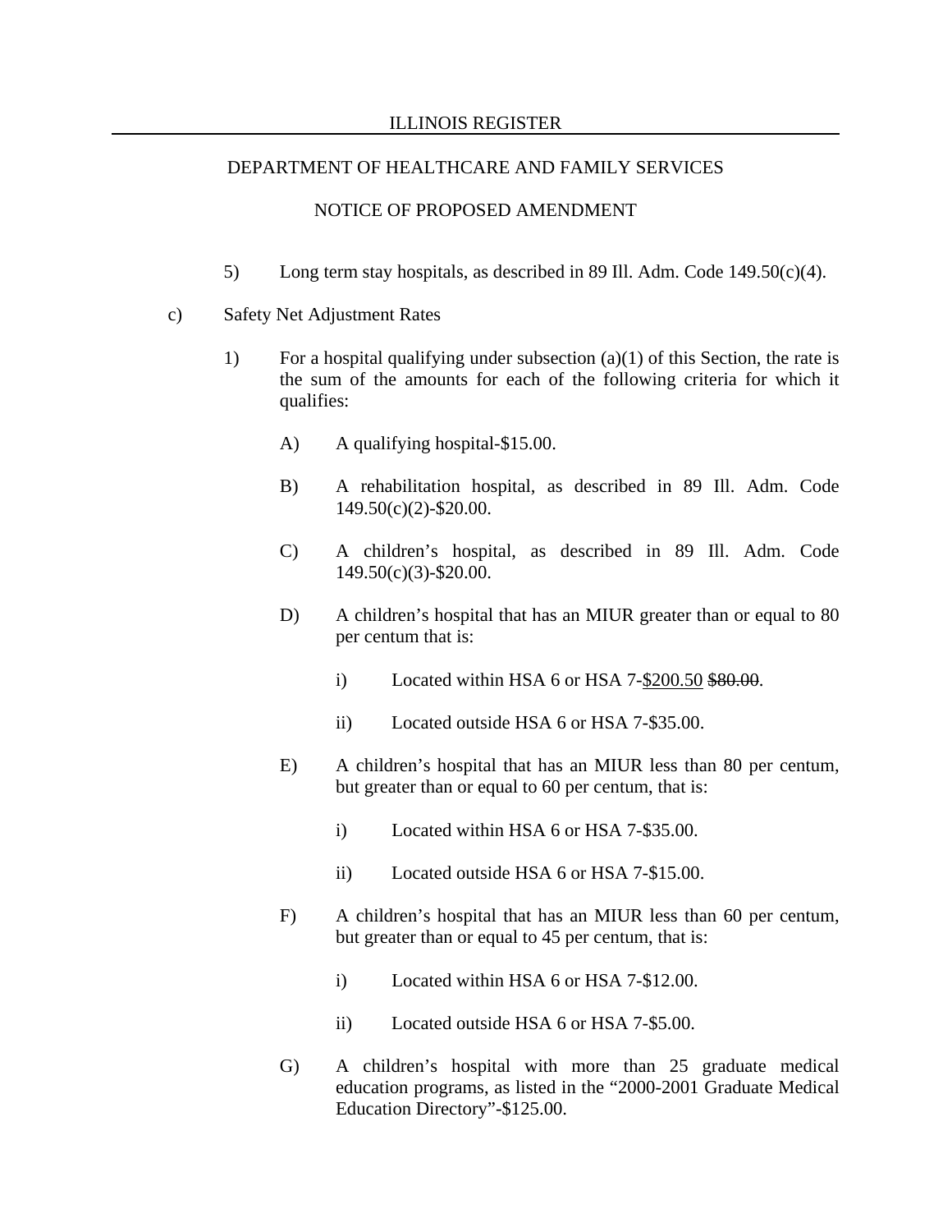5) Long term stay hospitals, as described in 89 Ill. Adm. Code 149.50(c)(4).

c) Safety Net Adjustment Rates

1) For a hospital qualifying under subsection (a)(1) of this Section, the rate is the sum of the amounts for each of the following criteria for which it qualifies:

A) A qualifying hospital-$15.00.

B) A rehabilitation hospital, as described in 89 Ill. Adm. Code 149.50(c)(2)-$20.00.

C) A children's hospital, as described in 89 Ill. Adm. Code 149.50(c)(3)-$20.00.

D) A children's hospital that has an MIUR greater than or equal to 80 per centum that is:

i) Located within HSA 6 or HSA 7-<u>$200.50</u> ~~$80.00~~.

ii) Located outside HSA 6 or HSA 7-$35.00.

E) A children's hospital that has an MIUR less than 80 per centum, but greater than or equal to 60 per centum, that is:

i) Located within HSA 6 or HSA 7-$35.00.

ii) Located outside HSA 6 or HSA 7-$15.00.

F) A children's hospital that has an MIUR less than 60 per centum, but greater than or equal to 45 per centum, that is:

i) Located within HSA 6 or HSA 7-$12.00.

ii) Located outside HSA 6 or HSA 7-$5.00.

G) A children's hospital with more than 25 graduate medical education programs, as listed in the "2000-2001 Graduate Medical Education Directory"-$125.00.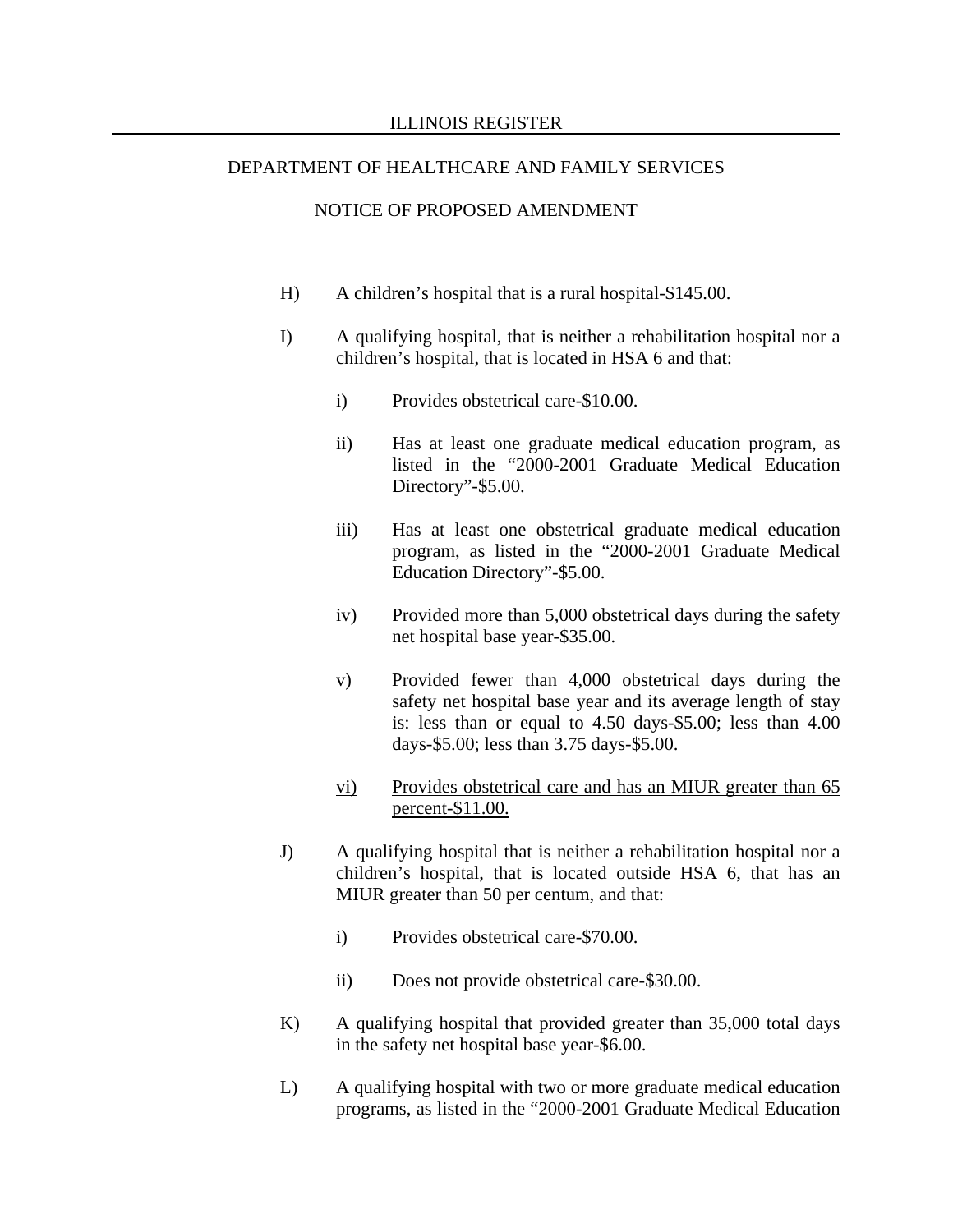H) A children's hospital that is a rural hospital-$145.00.

I) A qualifying hospital~~,~~ that is neither a rehabilitation hospital nor a children's hospital, that is located in HSA 6 and that:

i) Provides obstetrical care-$10.00.

ii) Has at least one graduate medical education program, as listed in the "2000-2001 Graduate Medical Education Directory"-$5.00.

iii) Has at least one obstetrical graduate medical education program, as listed in the "2000-2001 Graduate Medical Education Directory"-$5.00.

iv) Provided more than 5,000 obstetrical days during the safety net hospital base year-$35.00.

v) Provided fewer than 4,000 obstetrical days during the safety net hospital base year and its average length of stay is: less than or equal to 4.50 days-$5.00; less than 4.00 days-$5.00; less than 3.75 days-$5.00.

<u>vi)</u> <u>Provides obstetrical care and has an MIUR greater than 65 percent-$11.00.</u>

J) A qualifying hospital that is neither a rehabilitation hospital nor a children's hospital, that is located outside HSA 6, that has an MIUR greater than 50 per centum, and that:

i) Provides obstetrical care-$70.00.

ii) Does not provide obstetrical care-$30.00.

K) A qualifying hospital that provided greater than 35,000 total days in the safety net hospital base year-$6.00.

L) A qualifying hospital with two or more graduate medical education programs, as listed in the "2000-2001 Graduate Medical Education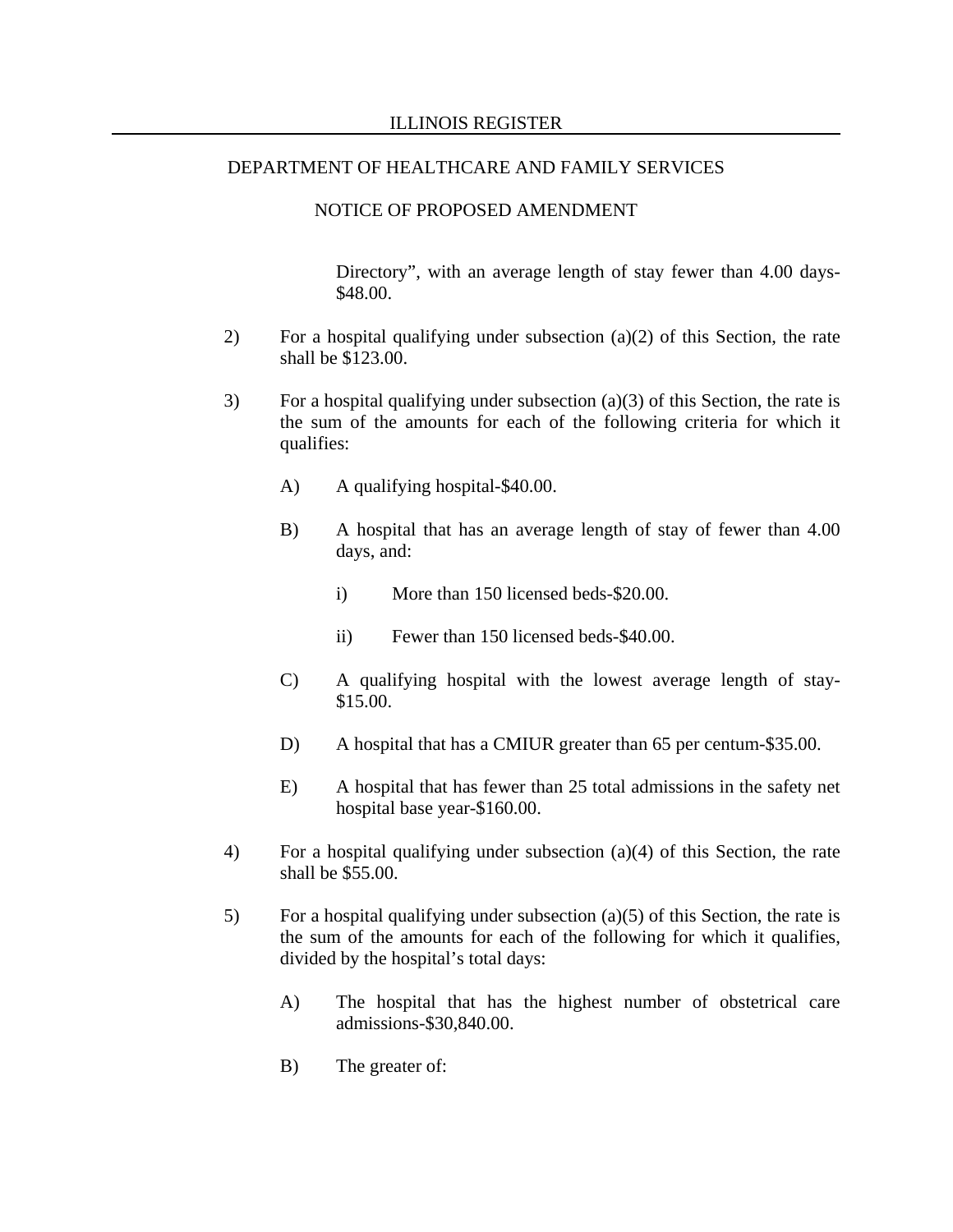Directory", with an average length of stay fewer than 4.00 days-$48.00.

2) For a hospital qualifying under subsection (a)(2) of this Section, the rate shall be $123.00.

3) For a hospital qualifying under subsection (a)(3) of this Section, the rate is the sum of the amounts for each of the following criteria for which it qualifies:

   A) A qualifying hospital-$40.00.

   B) A hospital that has an average length of stay of fewer than 4.00 days, and:

      i) More than 150 licensed beds-$20.00.

      ii) Fewer than 150 licensed beds-$40.00.

   C) A qualifying hospital with the lowest average length of stay-$15.00.

   D) A hospital that has a CMIUR greater than 65 per centum-$35.00.

   E) A hospital that has fewer than 25 total admissions in the safety net hospital base year-$160.00.

4) For a hospital qualifying under subsection (a)(4) of this Section, the rate shall be $55.00.

5) For a hospital qualifying under subsection (a)(5) of this Section, the rate is the sum of the amounts for each of the following for which it qualifies, divided by the hospital's total days:

   A) The hospital that has the highest number of obstetrical care admissions-$30,840.00.

   B) The greater of: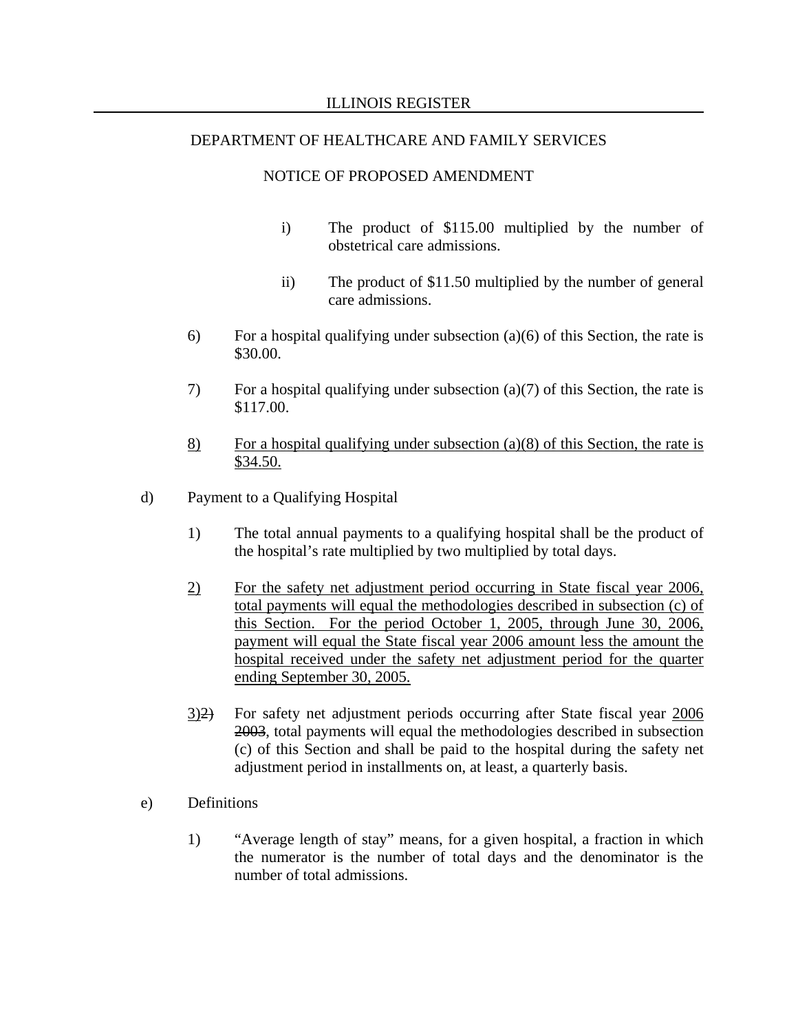i) The product of $115.00 multiplied by the number of obstetrical care admissions.

ii) The product of $11.50 multiplied by the number of general care admissions.

6) For a hospital qualifying under subsection (a)(6) of this Section, the rate is $30.00.

7) For a hospital qualifying under subsection (a)(7) of this Section, the rate is $117.00.

<u>8) For a hospital qualifying under subsection (a)(8) of this Section, the rate is $34.50.</u>

d) Payment to a Qualifying Hospital

1) The total annual payments to a qualifying hospital shall be the product of the hospital's rate multiplied by two multiplied by total days.

<u>2) For the safety net adjustment period occurring in State fiscal year 2006, total payments will equal the methodologies described in subsection (c) of this Section. For the period October 1, 2005, through June 30, 2006, payment will equal the State fiscal year 2006 amount less the amount the hospital received under the safety net adjustment period for the quarter ending September 30, 2005.</u>

<u>3)</u>~~2)~~ For safety net adjustment periods occurring after State fiscal year <u>2006</u> ~~2003~~, total payments will equal the methodologies described in subsection (c) of this Section and shall be paid to the hospital during the safety net adjustment period in installments on, at least, a quarterly basis.

e) Definitions

1) "Average length of stay" means, for a given hospital, a fraction in which the numerator is the number of total days and the denominator is the number of total admissions.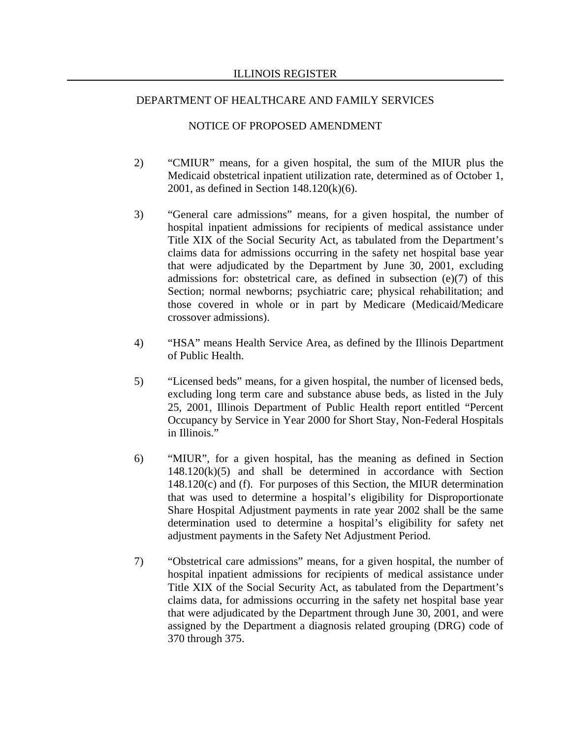2) "CMIUR" means, for a given hospital, the sum of the MIUR plus the Medicaid obstetrical inpatient utilization rate, determined as of October 1, 2001, as defined in Section 148.120(k)(6).

3) "General care admissions" means, for a given hospital, the number of hospital inpatient admissions for recipients of medical assistance under Title XIX of the Social Security Act, as tabulated from the Department's claims data for admissions occurring in the safety net hospital base year that were adjudicated by the Department by June 30, 2001, excluding admissions for: obstetrical care, as defined in subsection (e)(7) of this Section; normal newborns; psychiatric care; physical rehabilitation; and those covered in whole or in part by Medicare (Medicaid/Medicare crossover admissions).

4) "HSA" means Health Service Area, as defined by the Illinois Department of Public Health.

5) "Licensed beds" means, for a given hospital, the number of licensed beds, excluding long term care and substance abuse beds, as listed in the July 25, 2001, Illinois Department of Public Health report entitled "Percent Occupancy by Service in Year 2000 for Short Stay, Non-Federal Hospitals in Illinois."

6) "MIUR", for a given hospital, has the meaning as defined in Section 148.120(k)(5) and shall be determined in accordance with Section 148.120(c) and (f). For purposes of this Section, the MIUR determination that was used to determine a hospital's eligibility for Disproportionate Share Hospital Adjustment payments in rate year 2002 shall be the same determination used to determine a hospital's eligibility for safety net adjustment payments in the Safety Net Adjustment Period.

7) "Obstetrical care admissions" means, for a given hospital, the number of hospital inpatient admissions for recipients of medical assistance under Title XIX of the Social Security Act, as tabulated from the Department's claims data, for admissions occurring in the safety net hospital base year that were adjudicated by the Department through June 30, 2001, and were assigned by the Department a diagnosis related grouping (DRG) code of 370 through 375.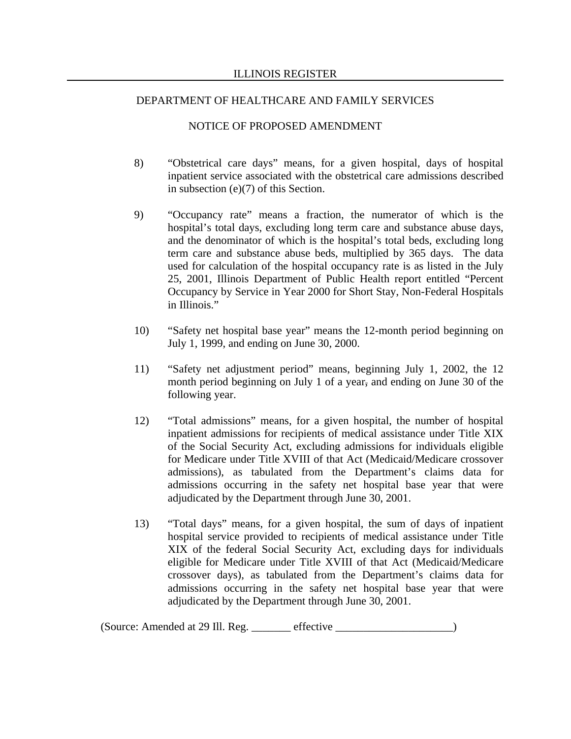ILLINOIS REGISTER

DEPARTMENT OF HEALTHCARE AND FAMILY SERVICES

NOTICE OF PROPOSED AMENDMENT

8) "Obstetrical care days" means, for a given hospital, days of hospital inpatient service associated with the obstetrical care admissions described in subsection (e)(7) of this Section.

9) "Occupancy rate" means a fraction, the numerator of which is the hospital's total days, excluding long term care and substance abuse days, and the denominator of which is the hospital's total beds, excluding long term care and substance abuse beds, multiplied by 365 days. The data used for calculation of the hospital occupancy rate is as listed in the July 25, 2001, Illinois Department of Public Health report entitled "Percent Occupancy by Service in Year 2000 for Short Stay, Non-Federal Hospitals in Illinois."

10) "Safety net hospital base year" means the 12-month period beginning on July 1, 1999, and ending on June 30, 2000.

11) "Safety net adjustment period" means, beginning July 1, 2002, the 12 month period beginning on July 1 of a year~~,~~ and ending on June 30 of the following year.

12) "Total admissions" means, for a given hospital, the number of hospital inpatient admissions for recipients of medical assistance under Title XIX of the Social Security Act, excluding admissions for individuals eligible for Medicare under Title XVIII of that Act (Medicaid/Medicare crossover admissions), as tabulated from the Department's claims data for admissions occurring in the safety net hospital base year that were adjudicated by the Department through June 30, 2001.

13) "Total days" means, for a given hospital, the sum of days of inpatient hospital service provided to recipients of medical assistance under Title XIX of the federal Social Security Act, excluding days for individuals eligible for Medicare under Title XVIII of that Act (Medicaid/Medicare crossover days), as tabulated from the Department's claims data for admissions occurring in the safety net hospital base year that were adjudicated by the Department through June 30, 2001.

(Source: Amended at 29 Ill. Reg. _______ effective ____________________)